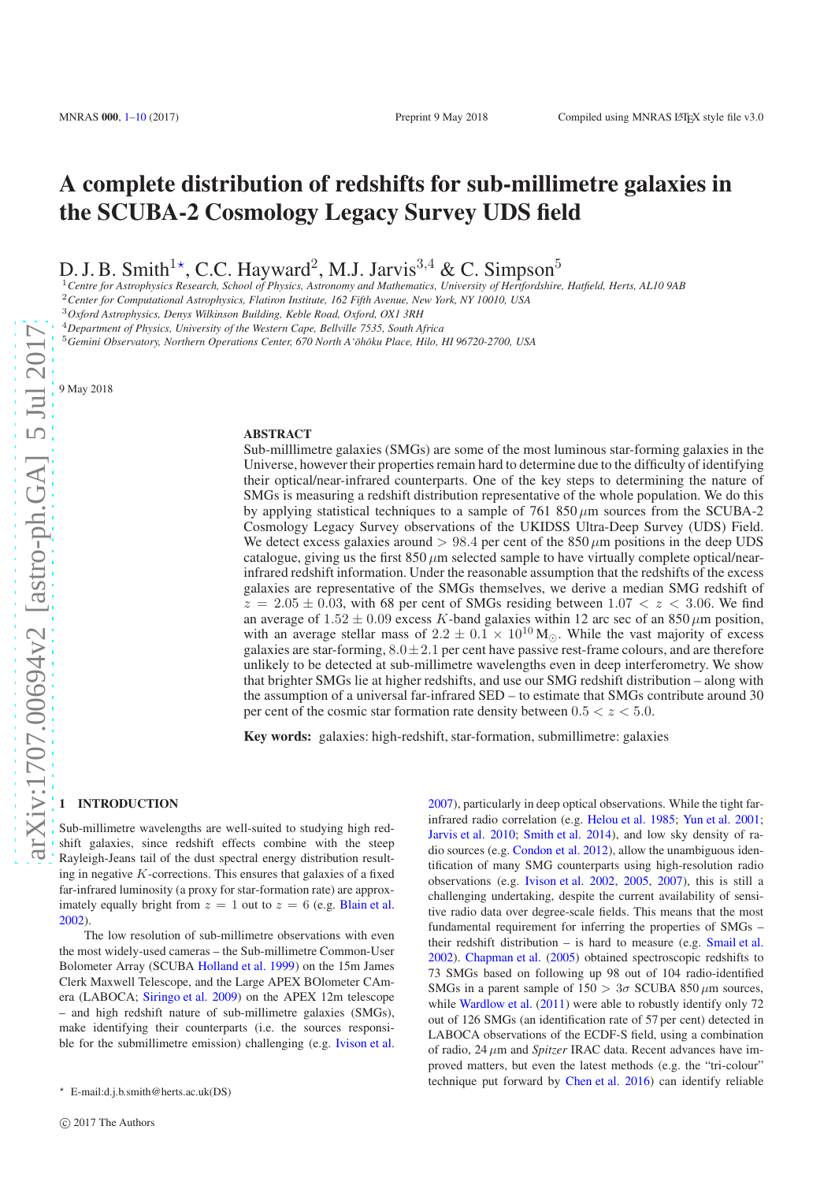# A complete distribution of redshifts for sub-millimetre galaxies in the SCUBA-2 Cosmology Legacy Survey UDS field

D. J. B. Smith[1⋆], C.C. Hayward[2], M.J. Jarvis[3,4] & C. Simpson[5]

[1]*Centre for Astrophysics Research, School of Physics, Astronomy and Mathematics, University of Hertfordshire, Hatfield, Herts, AL10 9AB*
[2]*Center for Computational Astrophysics, Flatiron Institute, 162 Fifth Avenue, New York, NY 10010, USA*
[3]*Oxford Astrophysics, Denys Wilkinson Building, Keble Road, Oxford, OX1 3RH*
[4]*Department of Physics, University of the Western Cape, Bellville 7535, South Africa*
[5]*Gemini Observatory, Northern Operations Center, 670 North A'ōhōku Place, Hilo, HI 96720-2700, USA*

9 May 2018

## ABSTRACT

Sub-milllimetre galaxies (SMGs) are some of the most luminous star-forming galaxies in the Universe, however their properties remain hard to determine due to the difficulty of identifying their optical/near-infrared counterparts. One of the key steps to determining the nature of SMGs is measuring a redshift distribution representative of the whole population. We do this by applying statistical techniques to a sample of 761 850 $\mu$m sources from the SCUBA-2 Cosmology Legacy Survey observations of the UKIDSS Ultra-Deep Survey (UDS) Field. We detect excess galaxies around $> 98.4$ per cent of the 850 $\mu$m positions in the deep UDS catalogue, giving us the first 850 $\mu$m selected sample to have virtually complete optical/near-infrared redshift information. Under the reasonable assumption that the redshifts of the excess galaxies are representative of the SMGs themselves, we derive a median SMG redshift of $z = 2.05 \pm 0.03$, with 68 per cent of SMGs residing between $1.07 < z < 3.06$. We find an average of $1.52 \pm 0.09$ excess $K$-band galaxies within 12 arc sec of an 850 $\mu$m position, with an average stellar mass of $2.2 \pm 0.1 \times 10^{10}\,\mathrm{M}_\odot$. While the vast majority of excess galaxies are star-forming, $8.0 \pm 2.1$ per cent have passive rest-frame colours, and are therefore unlikely to be detected at sub-millimetre wavelengths even in deep interferometry. We show that brighter SMGs lie at higher redshifts, and use our SMG redshift distribution – along with the assumption of a universal far-infrared SED – to estimate that SMGs contribute around 30 per cent of the cosmic star formation rate density between $0.5 < z < 5.0$.

**Key words:** galaxies: high-redshift, star-formation, submillimetre: galaxies

## 1 INTRODUCTION

Sub-millimetre wavelengths are well-suited to studying high redshift galaxies, since redshift effects combine with the steep Rayleigh-Jeans tail of the dust spectral energy distribution resulting in negative $K$-corrections. This ensures that galaxies of a fixed far-infrared luminosity (a proxy for star-formation rate) are approximately equally bright from $z = 1$ out to $z = 6$ (e.g. Blain et al. 2002).

The low resolution of sub-millimetre observations with even the most widely-used cameras – the Sub-millimetre Common-User Bolometer Array (SCUBA Holland et al. 1999) on the 15m James Clerk Maxwell Telescope, and the Large APEX BOlometer CAmera (LABOCA; Siringo et al. 2009) on the APEX 12m telescope – and high redshift nature of sub-millimetre galaxies (SMGs), make identifying their counterparts (i.e. the sources responsible for the submillimetre emission) challenging (e.g. Ivison et al. 2007), particularly in deep optical observations. While the tight far-infrared radio correlation (e.g. Helou et al. 1985; Yun et al. 2001; Jarvis et al. 2010; Smith et al. 2014), and low sky density of radio sources (e.g. Condon et al. 2012), allow the unambiguous identification of many SMG counterparts using high-resolution radio observations (e.g. Ivison et al. 2002, 2005, 2007), this is still a challenging undertaking, despite the current availability of sensitive radio data over degree-scale fields. This means that the most fundamental requirement for inferring the properties of SMGs – their redshift distribution – is hard to measure (e.g. Smail et al. 2002). Chapman et al. (2005) obtained spectroscopic redshifts to 73 SMGs based on following up 98 out of 104 radio-identified SMGs in a parent sample of 150 $> 3\sigma$ SCUBA 850 $\mu$m sources, while Wardlow et al. (2011) were able to robustly identify only 72 out of 126 SMGs (an identification rate of 57 per cent) detected in LABOCA observations of the ECDF-S field, using a combination of radio, 24 $\mu$m and *Spitzer* IRAC data. Recent advances have improved matters, but even the latest methods (e.g. the "tri-colour" technique put forward by Chen et al. 2016) can identify reliable

⋆ E-mail:d.j.b.smith@herts.ac.uk(DS)

© 2017 The Authors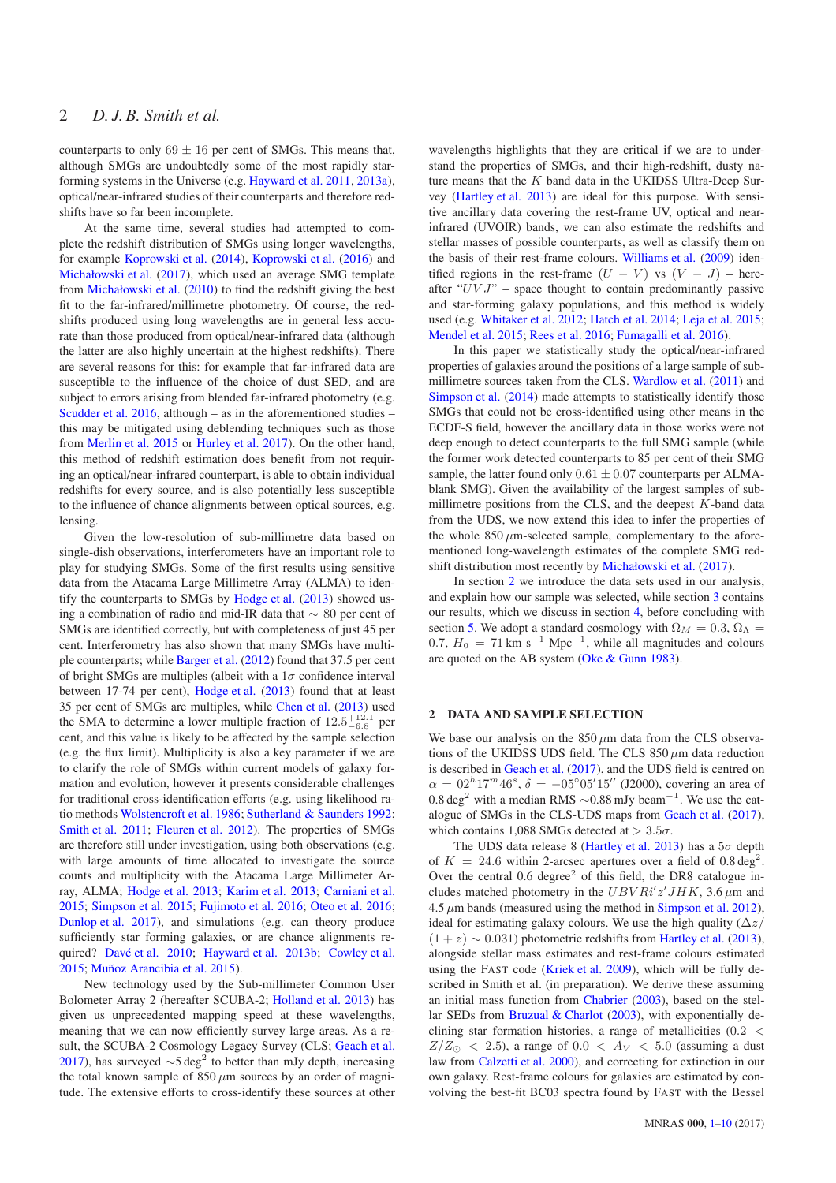counterparts to only $69 \pm 16$ per cent of SMGs. This means that, although SMGs are undoubtedly some of the most rapidly star-forming systems in the Universe (e.g. Hayward et al. 2011, 2013a), optical/near-infrared studies of their counterparts and therefore redshifts have so far been incomplete.

At the same time, several studies had attempted to complete the redshift distribution of SMGs using longer wavelengths, for example Koprowski et al. (2014), Koprowski et al. (2016) and Michałowski et al. (2017), which used an average SMG template from Michałowski et al. (2010) to find the redshift giving the best fit to the far-infrared/millimetre photometry. Of course, the redshifts produced using long wavelengths are in general less accurate than those produced from optical/near-infrared data (although the latter are also highly uncertain at the highest redshifts). There are several reasons for this: for example that far-infrared data are susceptible to the influence of the choice of dust SED, and are subject to errors arising from blended far-infrared photometry (e.g. Scudder et al. 2016, although – as in the aforementioned studies – this may be mitigated using deblending techniques such as those from Merlin et al. 2015 or Hurley et al. 2017). On the other hand, this method of redshift estimation does benefit from not requiring an optical/near-infrared counterpart, is able to obtain individual redshifts for every source, and is also potentially less susceptible to the influence of chance alignments between optical sources, e.g. lensing.

Given the low-resolution of sub-millimetre data based on single-dish observations, interferometers have an important role to play for studying SMGs. Some of the first results using sensitive data from the Atacama Large Millimetre Array (ALMA) to identify the counterparts to SMGs by Hodge et al. (2013) showed using a combination of radio and mid-IR data that $\sim 80$ per cent of SMGs are identified correctly, but with completeness of just 45 per cent. Interferometry has also shown that many SMGs have multiple counterparts; while Barger et al. (2012) found that 37.5 per cent of bright SMGs are multiples (albeit with a $1\sigma$ confidence interval between 17-74 per cent), Hodge et al. (2013) found that at least 35 per cent of SMGs are multiples, while Chen et al. (2013) used the SMA to determine a lower multiple fraction of $12.5^{+12.1}_{-6.8}$ per cent, and this value is likely to be affected by the sample selection (e.g. the flux limit). Multiplicity is also a key parameter if we are to clarify the role of SMGs within current models of galaxy formation and evolution, however it presents considerable challenges for traditional cross-identification efforts (e.g. using likelihood ratio methods Wolstencroft et al. 1986; Sutherland & Saunders 1992; Smith et al. 2011; Fleuren et al. 2012). The properties of SMGs are therefore still under investigation, using both observations (e.g. with large amounts of time allocated to investigate the source counts and multiplicity with the Atacama Large Millimeter Array, ALMA; Hodge et al. 2013; Karim et al. 2013; Carniani et al. 2015; Simpson et al. 2015; Fujimoto et al. 2016; Oteo et al. 2016; Dunlop et al. 2017), and simulations (e.g. can theory produce sufficiently star forming galaxies, or are chance alignments required? Davé et al. 2010; Hayward et al. 2013b; Cowley et al. 2015; Muñoz Arancibia et al. 2015).

New technology used by the Sub-millimeter Common User Bolometer Array 2 (hereafter SCUBA-2; Holland et al. 2013) has given us unprecedented mapping speed at these wavelengths, meaning that we can now efficiently survey large areas. As a result, the SCUBA-2 Cosmology Legacy Survey (CLS; Geach et al. 2017), has surveyed $\sim 5\,\mathrm{deg}^2$ to better than mJy depth, increasing the total known sample of 850 $\mu$m sources by an order of magnitude. The extensive efforts to cross-identify these sources at other wavelengths highlights that they are critical if we are to understand the properties of SMGs, and their high-redshift, dusty nature means that the $K$ band data in the UKIDSS Ultra-Deep Survey (Hartley et al. 2013) are ideal for this purpose. With sensitive ancillary data covering the rest-frame UV, optical and near-infrared (UVOIR) bands, we can also estimate the redshifts and stellar masses of possible counterparts, as well as classify them on the basis of their rest-frame colours. Williams et al. (2009) identified regions in the rest-frame $(U - V)$ vs $(V - J)$ – hereafter "$UVJ$" – space thought to contain predominantly passive and star-forming galaxy populations, and this method is widely used (e.g. Whitaker et al. 2012; Hatch et al. 2014; Leja et al. 2015; Mendel et al. 2015; Rees et al. 2016; Fumagalli et al. 2016).

In this paper we statistically study the optical/near-infrared properties of galaxies around the positions of a large sample of sub-millimetre sources taken from the CLS. Wardlow et al. (2011) and Simpson et al. (2014) made attempts to statistically identify those SMGs that could not be cross-identified using other means in the ECDF-S field, however the ancillary data in those works were not deep enough to detect counterparts to the full SMG sample (while the former work detected counterparts to 85 per cent of their SMG sample, the latter found only $0.61 \pm 0.07$ counterparts per ALMA-blank SMG). Given the availability of the largest samples of sub-millimetre positions from the CLS, and the deepest $K$-band data from the UDS, we now extend this idea to infer the properties of the whole 850 $\mu$m-selected sample, complementary to the aforementioned long-wavelength estimates of the complete SMG redshift distribution most recently by Michałowski et al. (2017).

In section 2 we introduce the data sets used in our analysis, and explain how our sample was selected, while section 3 contains our results, which we discuss in section 4, before concluding with section 5. We adopt a standard cosmology with $\Omega_M = 0.3$, $\Omega_\Lambda = 0.7$, $H_0 = 71\,\mathrm{km\,s^{-1}\,Mpc^{-1}}$, while all magnitudes and colours are quoted on the AB system (Oke & Gunn 1983).

## 2 DATA AND SAMPLE SELECTION

We base our analysis on the 850 $\mu$m data from the CLS observations of the UKIDS UDS field. The CLS 850 $\mu$m data reduction is described in Geach et al. (2017), and the UDS field is centred on $\alpha = 02^h17^m46^s$, $\delta = -05^\circ05'15''$ (J2000), covering an area of $0.8\,\mathrm{deg}^2$ with a median RMS $\sim$0.88 mJy beam$^{-1}$. We use the catalogue of SMGs in the CLS-UDS maps from Geach et al. (2017), which contains 1,088 SMGs detected at $> 3.5\sigma$.

The UDS data release 8 (Hartley et al. 2013) has a $5\sigma$ depth of $K = 24.6$ within 2-arcsec apertures over a field of $0.8\,\mathrm{deg}^2$. Over the central 0.6 degree$^2$ of this field, the DR8 catalogue includes matched photometry in the $UBVRi'z'JHK$, 3.6 $\mu$m and 4.5 $\mu$m bands (measured using the method in Simpson et al. 2012), ideal for estimating galaxy colours. We use the high quality ($\Delta z/(1+z) \sim 0.031$) photometric redshifts from Hartley et al. (2013), alongside stellar mass estimates and rest-frame colours estimated using the FAST code (Kriek et al. 2009), which will be fully described in Smith et al. (in preparation). We derive these assuming an initial mass function from Chabrier (2003), based on the stellar SEDs from Bruzual & Charlot (2003), with exponentially declining star formation histories, a range of metallicities ($0.2 < Z/Z_\odot < 2.5$), a range of $0.0 < A_V < 5.0$ (assuming a dust law from Calzetti et al. 2000), and correcting for extinction in our own galaxy. Rest-frame colours for galaxies are estimated by convolving the best-fit BC03 spectra found by FAST with the Bessel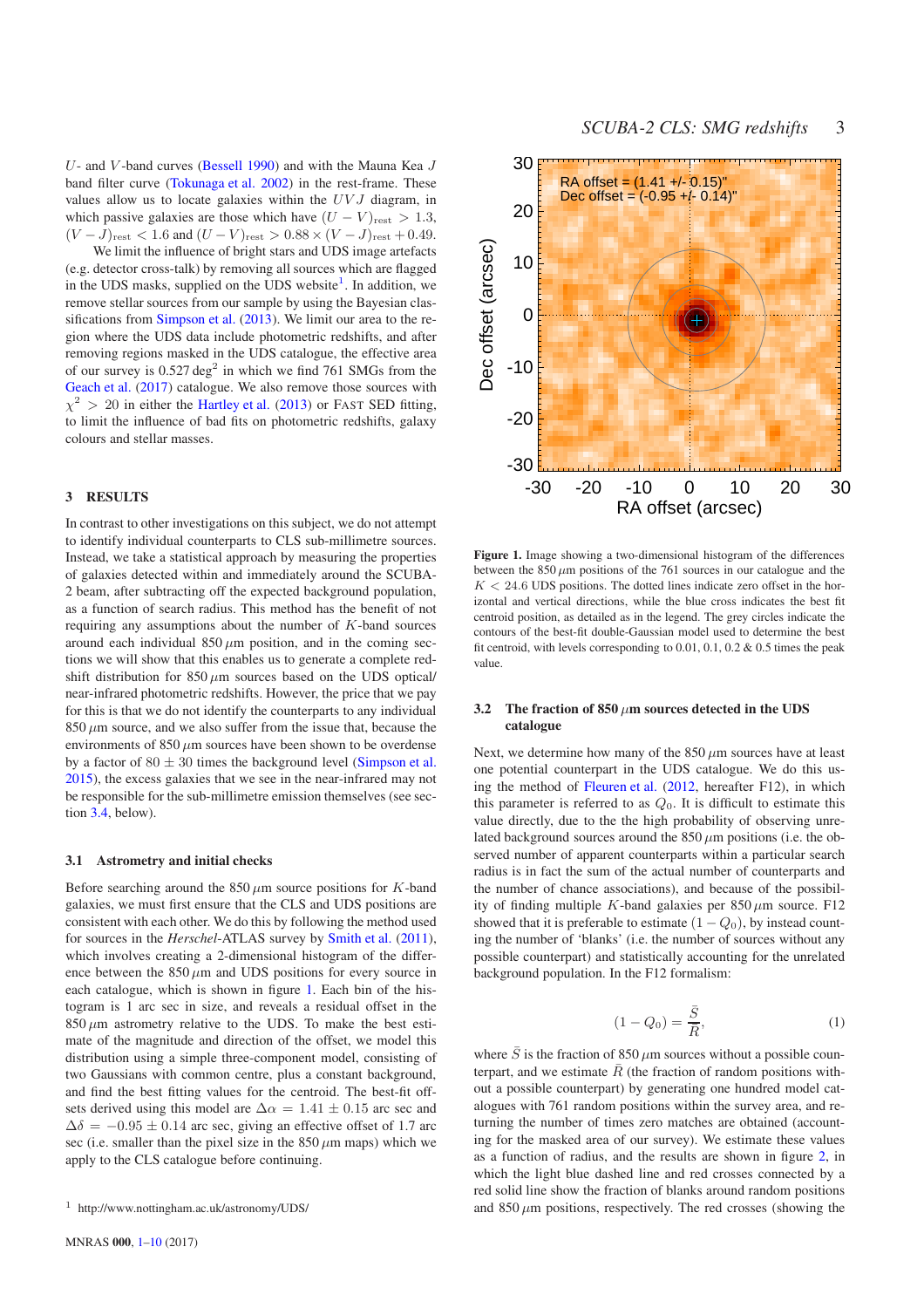$U$- and $V$-band curves (Bessell 1990) and with the Mauna Kea $J$ band filter curve (Tokunaga et al. 2002) in the rest-frame. These values allow us to locate galaxies within the $UVJ$ diagram, in which passive galaxies are those which have $(U - V)_{\rm rest} > 1.3$, $(V - J)_{\rm rest} < 1.6$ and $(U - V)_{\rm rest} > 0.88 \times (V - J)_{\rm rest} + 0.49$.

We limit the influence of bright stars and UDS image artefacts (e.g. detector cross-talk) by removing all sources which are flagged in the UDS masks, supplied on the UDS website[1]. In addition, we remove stellar sources from our sample by using the Bayesian classifications from Simpson et al. (2013). We limit our area to the region where the UDS data include photometric redshifts, and after removing regions masked in the UDS catalogue, the effective area of our survey is 0.527 deg$^2$ in which we find 761 SMGs from the Geach et al. (2017) catalogue. We also remove those sources with $\chi^2 > 20$ in either the Hartley et al. (2013) or FAST SED fitting, to limit the influence of bad fits on photometric redshifts, galaxy colours and stellar masses.

## 3 RESULTS

In contrast to other investigations on this subject, we do not attempt to identify individual counterparts to CLS sub-millimetre sources. Instead, we take a statistical approach by measuring the properties of galaxies detected within and immediately around the SCUBA-2 beam, after subtracting off the expected background population, as a function of search radius. This method has the benefit of not requiring any assumptions about the number of $K$-band sources around each individual 850 $\mu$m position, and in the coming sections we will show that this enables us to generate a complete redshift distribution for 850 $\mu$m sources based on the UDS optical/near-infrared photometric redshifts. However, the price that we pay for this is that we do not identify the counterparts to any individual 850 $\mu$m source, and we also suffer from the issue that, because the environments of 850 $\mu$m sources have been shown to be overdense by a factor of $80 \pm 30$ times the background level (Simpson et al. 2015), the excess galaxies that we see in the near-infrared may not be responsible for the sub-millimetre emission themselves (see section 3.4, below).

### 3.1 Astrometry and initial checks

Before searching the 850 $\mu$m source positions for $K$-band galaxies, we must first ensure that the CLS and UDS positions are consistent with each other. We do this by following the method used for sources in the *Herschel*-ATLAS survey by Smith et al. (2011), which involves creating a 2-dimensional histogram of the difference between the 850 $\mu$m and UDS positions for every source in each catalogue, which is shown in figure 1. Each bin of the histogram is 1 arc sec in size, and reveals a residual offset in the 850 $\mu$m astrometry relative to the UDS. To make the best estimate of the magnitude and direction of the offset, we model this distribution using a simple three-component model, consisting of two Gaussians with common centre, plus a constant background, and find the best fitting values for the centroid. The best-fit offsets derived using this model are $\Delta\alpha = 1.41 \pm 0.15$ arc sec and $\Delta\delta = -0.95 \pm 0.14$ arc sec, giving an effective offset of 1.7 arc sec (i.e. smaller than the pixel size in the 850 $\mu$m maps) which we apply to the CLS catalogue before continuing.

[1] http://www.nottingham.ac.uk/astronomy/UDS/

**Figure 1.** Image showing a two-dimensional histogram of the differences between the 850 $\mu$m positions of the 761 sources in our catalogue and the $K < 24.6$ UDS positions. The dotted lines indicate zero offset in the horizontal and vertical directions, while the blue cross indicates the best fit centroid position, as detailed as in the legend. The grey circles indicate the contours of the best-fit double-Gaussian model used to determine the best fit centroid, with levels corresponding to 0.01, 0.1, 0.2 & 0.5 times the peak value.

### 3.2 The fraction of 850 $\mu$m sources detected in the UDS catalogue

Next, we determine how many of the 850 $\mu$m sources have at least one potential counterpart in the UDS catalogue. We do this using the method of Fleuren et al. (2012, hereafter F12), in which this parameter is referred to as $Q_0$. It is difficult to estimate this value directly, due to the the high probability of observing unrelated background sources around the 850 $\mu$m positions (i.e. the observed number of apparent counterparts within a particular search radius is in fact the sum of the actual number of counterparts and the number of chance associations), and because of the possibility of finding multiple $K$-band galaxies per 850 $\mu$m source. F12 showed that it is preferable to estimate $(1 - Q_0)$, by instead counting the number of 'blanks' (i.e. the number of sources without any possible counterpart) and statistically accounting for the unrelated background population. In the F12 formalism:

$$(1 - Q_0) = \frac{\bar{S}}{\bar{R}}, \tag{1}$$

where $\bar{S}$ is the fraction of 850 $\mu$m sources without a possible counterpart, and we estimate $\bar{R}$ (the fraction of random positions without a possible counterpart) by generating one hundred model catalogues with 761 random positions within the survey area, and returning the number of times zero matches are obtained (accounting for the masked area of our survey). We estimate these values as a function of radius, and the results are shown in figure 2, in which the light blue dashed line and red crosses connected by a red solid line show the fraction of blanks around random positions and 850 $\mu$m positions, respectively. The red crosses (showing the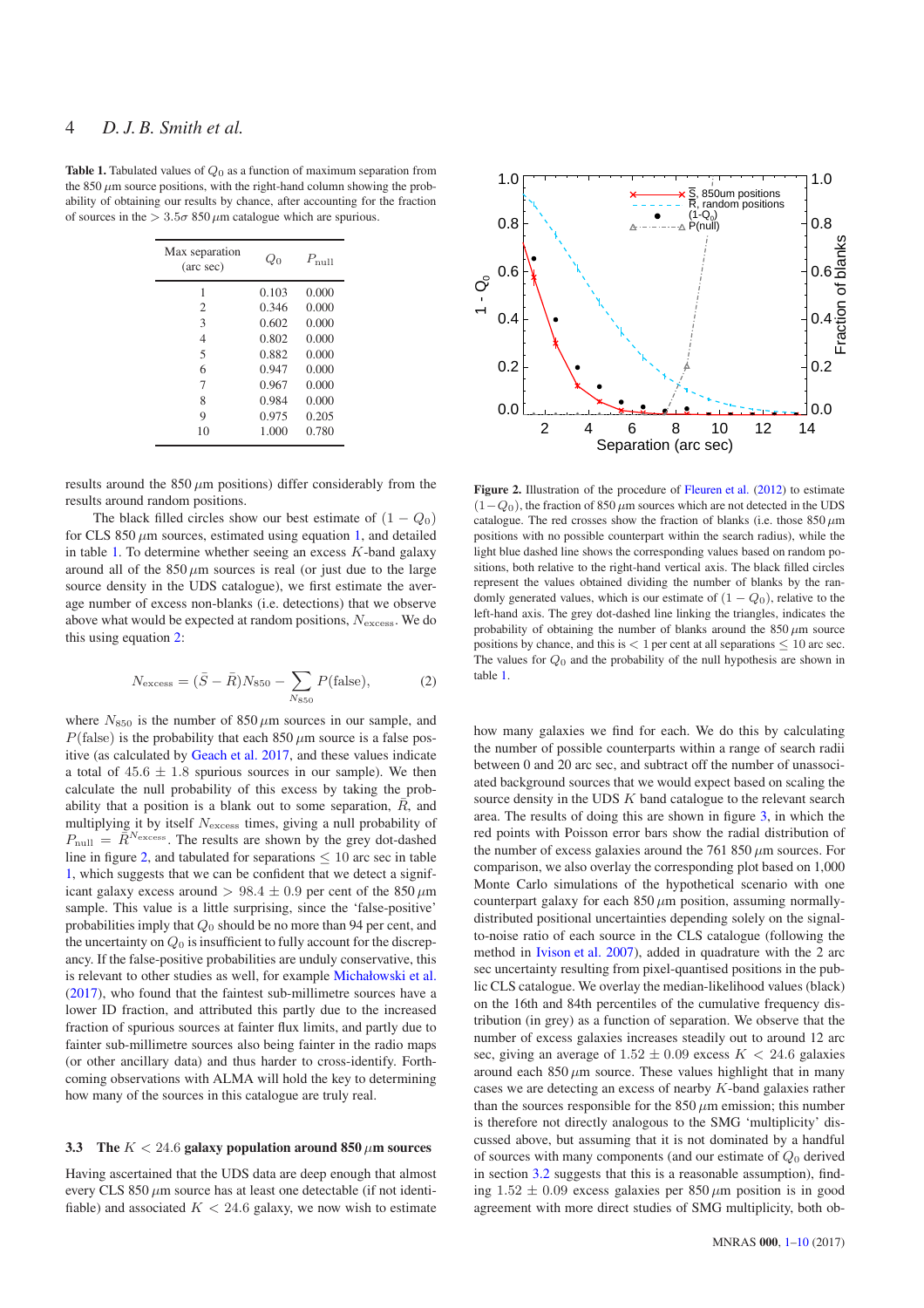**Table 1.** Tabulated values of $Q_0$ as a function of maximum separation from the 850 $\mu$m source positions, with the right-hand column showing the probability of obtaining our results by chance, after accounting for the fraction of sources in the $> 3.5\sigma$ 850 $\mu$m catalogue which are spurious.

| Max separation (arc sec) | $Q_0$ | $P_{\rm null}$ |
|---|---|---|
| 1 | 0.103 | 0.000 |
| 2 | 0.346 | 0.000 |
| 3 | 0.602 | 0.000 |
| 4 | 0.802 | 0.000 |
| 5 | 0.882 | 0.000 |
| 6 | 0.947 | 0.000 |
| 7 | 0.967 | 0.000 |
| 8 | 0.984 | 0.000 |
| 9 | 0.975 | 0.205 |
| 10 | 1.000 | 0.780 |

results around the 850 $\mu$m positions) differ considerably from the results around random positions.

The black filled circles show our best estimate of $(1 - Q_0)$ for CLS 850 $\mu$m sources, estimated using equation 1, and detailed in table 1. To determine whether seeing an excess $K$-band galaxy around all of the 850 $\mu$m sources is real (or just due to the large source density in the UDS catalogue), we first estimate the average number of excess non-blanks (i.e. detections) that we observe above what would be expected at random positions, $N_{\rm excess}$. We do this using equation 2:

$$N_{\rm excess} = (\bar{S} - \bar{R}) N_{850} - \sum_{N_{850}} P({\rm false}), \tag{2}$$

where $N_{850}$ is the number of 850 $\mu$m sources in our sample, and $P$(false) is the probability that each 850 $\mu$m source is a false positive (as calculated by Geach et al. 2017, and these values indicate a total of $45.6 \pm 1.8$ spurious sources in our sample). We then calculate the null probability of this excess by taking the probability that a position is a blank out to some separation, $\bar{R}$, and multiplying it by itself $N_{\rm excess}$ times, giving a null probability of $P_{\rm null} = \bar{R}^{N_{\rm excess}}$. The results are shown by the grey dot-dashed line in figure 2, and tabulated for separations $\leq 10$ arc sec in table 1, which suggests that we can be confident that we detect a significant galaxy excess around $> 98.4 \pm 0.9$ per cent of the 850 $\mu$m sample. This value is a little surprising, since the 'false-positive' probabilities imply that $Q_0$ should be no more than 94 per cent, and the uncertainty on $Q_0$ is insufficient to fully account for the discrepancy. If the false-positive probabilities are unduly conservative, this is relevant to other studies as well, for example Michałowski et al. (2017), who found that the faintest sub-millimetre sources have a lower ID fraction, and attributed this partly due to the increased fraction of spurious sources at fainter flux limits, and partly due to fainter sub-millimetre sources also being fainter in the radio maps (or other ancillary data) and thus harder to cross-identify. Forthcoming observations with ALMA will hold the key to determining how many of the sources in this catalogue are truly real.

**Figure 2.** Illustration of the procedure of Fleuren et al. (2012) to estimate $(1-Q_0)$, the fraction of 850 $\mu$m sources which are not detected in the UDS catalogue. The red crosses show the fraction of blanks (i.e. those 850 $\mu$m positions with no possible counterpart within the search radius), while the light blue dashed line shows the corresponding values based on random positions, both relative to the right-hand vertical axis. The black filled circles represent the values obtained dividing the number of blanks by the randomly generated values, which is our estimate of $(1 - Q_0)$, relative to the left-hand axis. The grey dot-dashed line linking the triangles, indicates the probability of obtaining the number of blanks around the 850 $\mu$m source positions by chance, and this is $< 1$ per cent at all separations $\leq 10$ arc sec. The values for $Q_0$ and the probability of the null hypothesis are shown in table 1.

### 3.3 The $K < 24.6$ galaxy population around 850 $\mu$m sources

Having ascertained that the UDS data are deep enough that almost every CLS 850 $\mu$m source has at least one detectable (if not identifiable) and associated $K < 24.6$ galaxy, we now wish to estimate how many galaxies we find for each. We do this by calculating the number of possible counterparts within a range of search radii between 0 and 20 arc sec, and subtract off the number of unassociated background sources that we would expect based on scaling the source density in the UDS $K$ band catalogue to the relevant search area. The results of doing this are shown in figure 3, in which the red points with Poisson error bars show the radial distribution of the number of excess galaxies around the 761 850 $\mu$m sources. For comparison, we also overlay the corresponding plot based on 1,000 Monte Carlo simulations of the hypothetical scenario with one counterpart galaxy for each 850 $\mu$m position, assuming normally-distributed positional uncertainties depending solely on the signal-to-noise ratio of each source in the CLS catalogue (following the method in Ivison et al. 2007), added in quadrature with the 2 arc sec uncertainty resulting from pixel-quantised positions in the public CLS catalogue. We overlay the median-likelihood values (black) on the 16th and 84th percentiles of the cumulative frequency distribution (in grey) as a function of separation. We observe that the number of excess galaxies increases steadily out to around 12 arc sec, giving an average of $1.52 \pm 0.09$ excess $K < 24.6$ galaxies around each 850 $\mu$m source. These values highlight that in many cases we are detecting an excess of nearby $K$-band galaxies rather than the sources responsible for the 850 $\mu$m emission; this number is therefore not directly analogous to the SMG 'multiplicity' discussed above, but assuming that it is not dominated by a handful of sources with many components (and our estimate of $Q_0$ derived in section 3.2 suggests that this is a reasonable assumption), finding $1.52 \pm 0.09$ excess galaxies per 850 $\mu$m position is in good agreement with more direct studies of SMG multiplicity, both ob-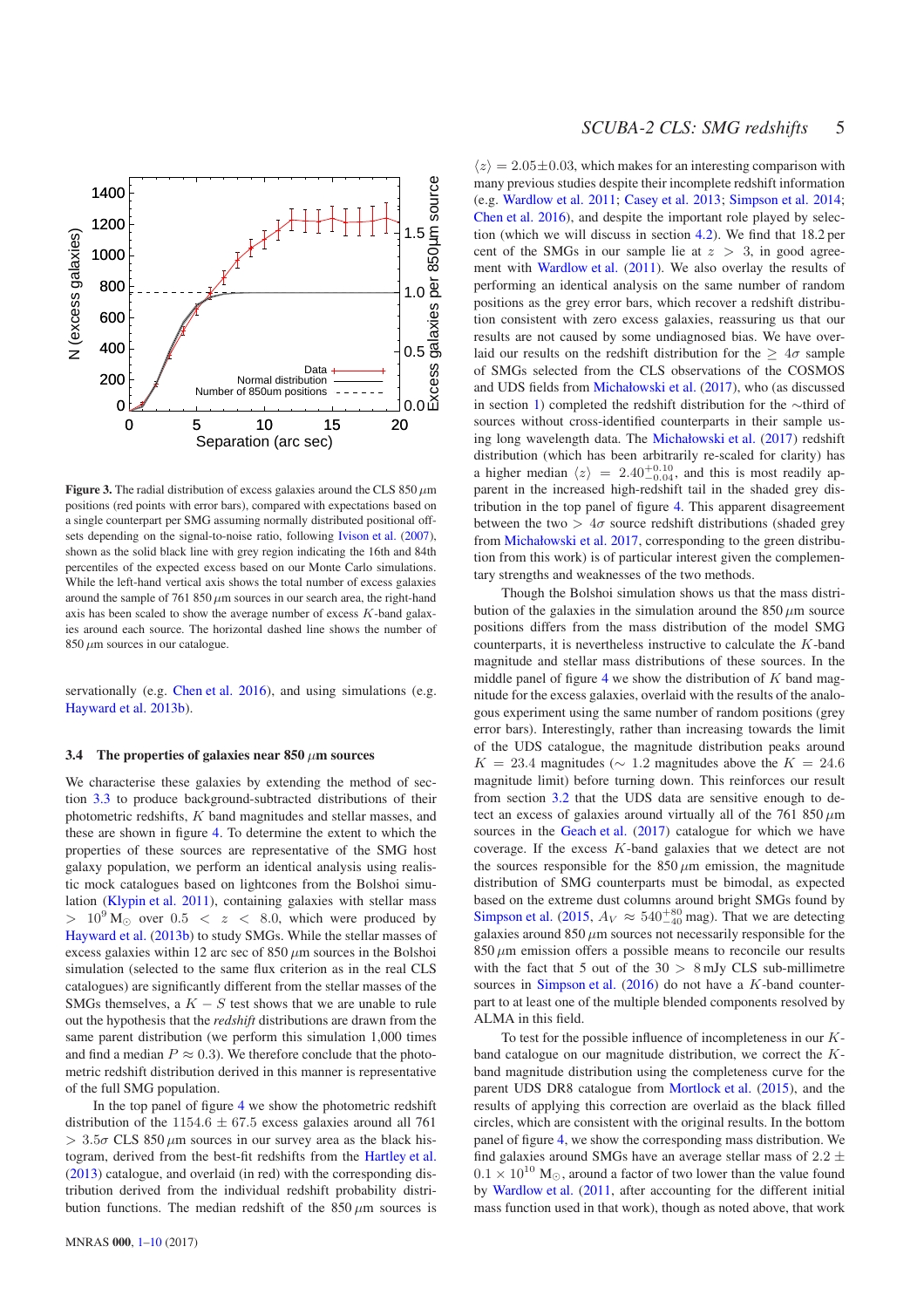**Figure 3.** The radial distribution of excess galaxies around the CLS 850 $\mu$m positions (red points with error bars), compared with expectations based on a single counterpart per SMG assuming normally distributed positional offsets depending on the signal-to-noise ratio, following Ivison et al. (2007), shown as the solid black line with grey region indicating the 16th and 84th percentiles of the expected excess based on our Monte Carlo simulations. While the left-hand vertical axis shows the total number of excess galaxies around the sample of 761 850 $\mu$m sources in our search area, the right-hand axis has been scaled to show the average number of excess $K$-band galaxies around each source. The horizontal dashed line shows the number of 850 $\mu$m sources in our catalogue.

servationally (e.g. Chen et al. 2016), and using simulations (e.g. Hayward et al. 2013b).

### 3.4 The properties of galaxies near 850 $\mu$m sources

We characterise these galaxies by extending the method of section 3.3 to produce background-subtracted distributions of their photometric redshifts, $K$ band magnitudes and stellar masses, and these are shown in figure 4. To determine the extent to which the properties of these sources are representative of the SMG host galaxy population, we perform an identical analysis using realistic mock catalogues based on lightcones from the Bolshoi simulation (Klypin et al. 2011), containing galaxies with stellar mass $> 10^9\,\mathrm{M}_\odot$ over $0.5 < z < 8.0$, which were produced by Hayward et al. (2013b) to study SMGs. While the stellar masses of excess galaxies within 12 arc sec of 850 $\mu$m sources in the Bolshoi simulation (selected to the same flux criterion as in the real CLS catalogues) are significantly different from the stellar masses of the SMGs themselves, a $K-S$ test shows that we are unable to rule out the hypothesis that the *redshift* distributions are drawn from the same parent distribution (we perform this simulation 1,000 times and find a median $P \approx 0.3$). We therefore conclude that the photometric redshift distribution derived in this manner is representative of the full SMG population.

In the top panel of figure 4 we show the photometric redshift distribution of the $1154.6 \pm 67.5$ excess galaxies around all 761 $> 3.5\sigma$ CLS 850 $\mu$m sources in our survey area as the black histogram, derived from the best-fit redshifts from the Hartley et al. (2013) catalogue, and overlaid (in red) with the corresponding distribution derived from the individual redshift probability distribution functions. The median redshift of the 850 $\mu$m sources is $\langle z \rangle = 2.05\pm0.03$, which makes for an interesting comparison with many previous studies despite their incomplete redshift information (e.g. Wardlow et al. 2011; Casey et al. 2013; Simpson et al. 2014; Chen et al. 2016), and despite the important role played by selection (which we will discuss in section 4.2). We find that 18.2 per cent of the SMGs in our sample lie at $z > 3$, in good agreement with Wardlow et al. (2011). We also overlay the results of performing an identical analysis on the same number of random positions as the grey error bars, which recover a redshift distribution consistent with zero excess galaxies, reassuring us that our results are not caused by some undiagnosed bias. We have overlaid our results on the redshift distribution for the $\geq 4\sigma$ sample of SMGs selected from the CLS observations of the COSMOS and UDS fields from Michałowski et al. (2017), who (as discussed in section 1) completed the redshift distribution for the $\sim$third of sources without cross-identified counterparts in their sample using long wavelength data. The Michałowski et al. (2017) redshift distribution (which has been arbitrarily re-scaled for clarity) has a higher median $\langle z \rangle = 2.40^{+0.10}_{-0.04}$, and this is most readily apparent in the increased high-redshift tail in the shaded grey distribution in the top panel of figure 4. This apparent disagreement between the two $> 4\sigma$ source redshift distributions (shaded grey from Michałowski et al. 2017, corresponding to the green distribution from this work) is of particular interest given the complementary strengths and weaknesses of the two methods.

Though the Bolshoi simulation shows us that the mass distribution of the galaxies in the simulation around the 850 $\mu$m source positions differs from the mass distribution of the model SMG counterparts, it is nevertheless instructive to calculate the $K$-band magnitude and stellar mass distributions of these sources. In the middle panel of figure 4 we show the distribution of $K$ band magnitude for the excess galaxies, overlaid with the results of the analogous experiment using the same number of random positions (grey error bars). Interestingly, rather than increasing towards the limit of the UDS catalogue, the magnitude distribution peaks around $K = 23.4$ magnitudes ($\sim 1.2$ magnitudes above the $K = 24.6$ magnitude limit) before turning down. This reinforces our result from section 3.2 that the UDS data are sensitive enough to detect an excess of galaxies around virtually all of the 761 850 $\mu$m sources in the Geach et al. (2017) catalogue for which we have coverage. If the excess $K$-band galaxies that we detect are not the sources responsible for the 850 $\mu$m emission, the magnitude distribution of SMG counterparts must be bimodal, as expected based on the extreme dust columns around bright SMGs found by Simpson et al. (2015, $A_V \approx 540^{+80}_{-40}$ mag). That we are detecting galaxies around 850 $\mu$m sources not necessarily responsible for the 850 $\mu$m emission offers a possible means to reconcile our results with the fact that 5 out of the $30 > 8$ mJy CLS sub-millimetre sources in Simpson et al. (2016) do not have a $K$-band counterpart to at least one of the multiple blended components resolved by ALMA in this field.

To test for the possible influence of incompleteness in our $K$-band catalogue on our magnitude distribution, we correct the $K$-band magnitude distribution using the completeness curve for the parent UDS DR8 catalogue from Mortlock et al. (2015), and the results of applying this correction are overlaid as the black filled circles, which are consistent with the original results. In the bottom panel of figure 4, we show the corresponding mass distribution. We find galaxies around SMGs have an average stellar mass of $2.2 \pm 0.1 \times 10^{10}\,\mathrm{M}_\odot$, around a factor of two lower than the value found by Wardlow et al. (2011, after accounting for the different initial mass function used in that work), though as noted above, that work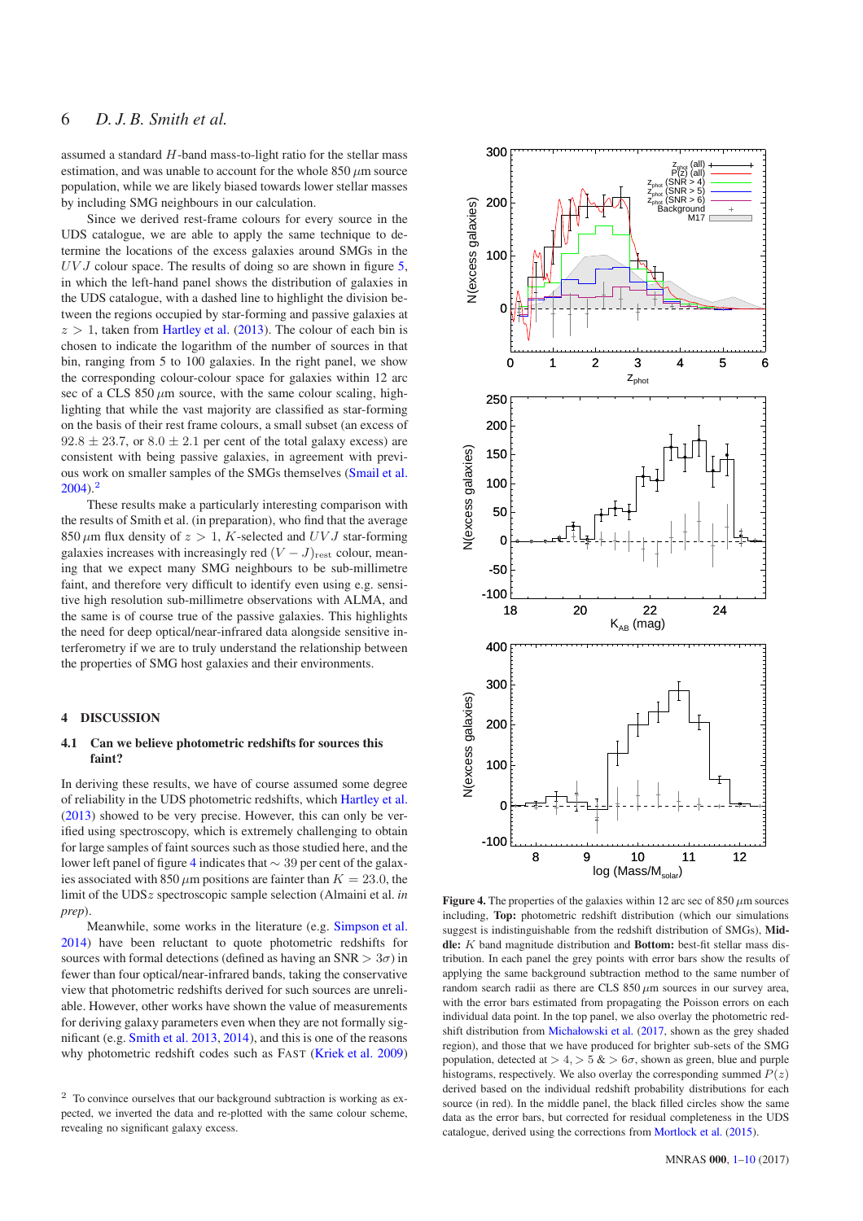assumed a standard $H$-band mass-to-light ratio for the stellar mass estimation, and was unable to account for the whole 850 $\mu$m source population, while we are likely biased towards lower stellar masses by including SMG neighbours in our calculation.

Since we derived rest-frame colours for every source in the UDS catalogue, we are able to apply the same technique to determine the locations of the excess galaxies around SMGs in the $UVJ$ colour space. The results of doing so are shown in figure 5, in which the left-hand panel shows the distribution of galaxies in the UDS catalogue, with a dashed line to highlight the division between the regions occupied by star-forming and passive galaxies at $z > 1$, taken from Hartley et al. (2013). The colour of each bin is chosen to indicate the logarithm of the number of sources in that bin, ranging from 5 to 100 galaxies. In the right panel, we show the corresponding colour-colour space for galaxies within 12 arc sec of a CLS 850 $\mu$m source, with the same colour scaling, highlighting that while the vast majority are classified as star-forming on the basis of their rest frame colours, a small subset (an excess of $92.8 \pm 23.7$, or $8.0 \pm 2.1$ per cent of the total galaxy excess) are consistent with being passive galaxies, in agreement with previous work on smaller samples of the SMGs themselves (Smail et al. 2004).[2]

These results make a particularly interesting comparison with the results of Smith et al. (in preparation), who find that the average 850 $\mu$m flux density of $z > 1$, $K$-selected and $UVJ$ star-forming galaxies increases with increasingly red $(V - J)_{\rm rest}$ colour, meaning that we expect many SMG neighbours to be sub-millimetre faint, and therefore very difficult to identify even using e.g. sensitive high resolution sub-millimetre observations with ALMA, and the same is of course true of the passive galaxies. This highlights the need for deep optical/near-infrared data alongside sensitive interferometry if we are to truly understand the relationship between the properties of SMG host galaxies and their environments.

# 4 DISCUSSION

## 4.1 Can we believe photometric redshifts for sources this faint?

In deriving these results, we have of course assumed some degree of reliability in the UDS photometric redshifts, which Hartley et al. (2013) showed to be very precise. However, this can only be verified using spectroscopy, which is extremely challenging to obtain for large samples of faint sources such as those studied here, and the lower left panel of figure 4 indicates that $\sim 39$ per cent of the galaxies associated with 850 $\mu$m positions are fainter than $K = 23.0$, the limit of the UDS$z$ spectroscopic sample selection (Almaini et al. *in prep*).

Meanwhile, some works in the literature (e.g. Simpson et al. 2014) have been reluctant to quote photometric redshifts for sources with formal detections (defined as having an SNR $> 3\sigma$) in fewer than four optical/near-infrared bands, taking the conservative view that photometric redshifts derived for such sources are unreliable. However, other works have shown the value of measurements for deriving galaxy parameters even when they are not formally significant (e.g. Smith et al. 2013, 2014), and this is one of the reasons why photometric redshift codes such as FAST (Kriek et al. 2009)

[2] To convince ourselves that our background subtraction is working as expected, we inverted the data and re-plotted with the same colour scheme, revealing no significant galaxy excess.

**Figure 4.** The properties of the galaxies within 12 arc sec of 850 $\mu$m sources including, **Top:** photometric redshift distribution (which our simulations suggest is indistinguishable from the redshift distribution of SMGs), **Middle:** $K$ band magnitude distribution and **Bottom:** best-fit stellar mass distribution. In each panel the grey points with error bars show the results of applying the same background subtraction method to the same number of random search radii as there are CLS 850 $\mu$m sources in our survey area, with the error bars estimated from propagating the Poisson errors on each individual data point. In the top panel, we also overlay the photometric redshift distribution from Michałowski et al. (2017, shown as the grey shaded region), and those that we have produced for brighter sub-sets of the SMG population, detected at $> 4, > 5$ & $> 6\sigma$, shown as green, blue and purple histograms, respectively. We also overlay the corresponding summed $P(z)$ derived based on the individual redshift probability distributions for each source (in red). In the middle panel, the black filled circles show the same data as the error bars, but corrected for residual completeness in the UDS catalogue, derived using the corrections from Mortlock et al. (2015).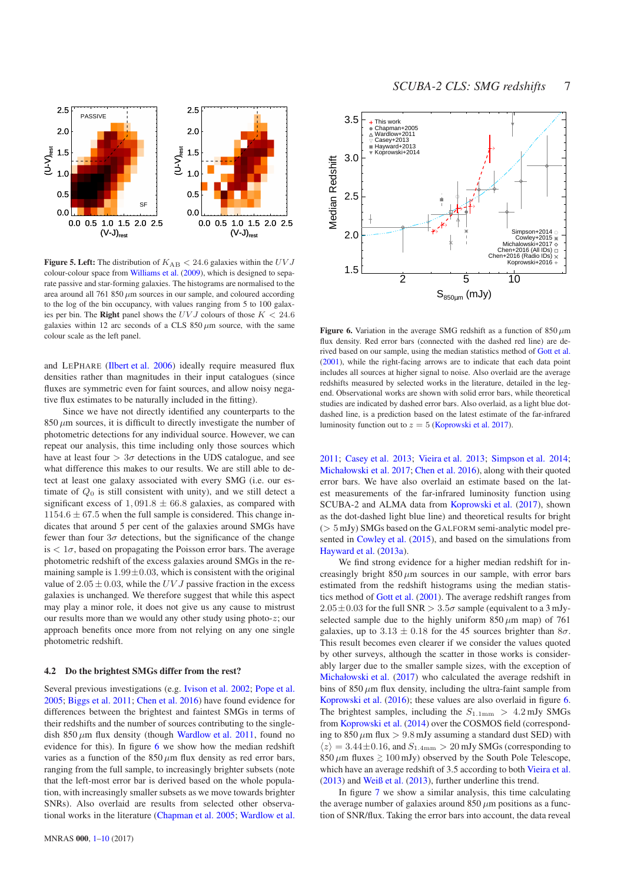**Figure 5. Left:** The distribution of $K_{\rm AB} < 24.6$ galaxies within the $UVJ$ colour-colour space from Williams et al. (2009), which is designed to separate passive and star-forming galaxies. The histograms are normalised to the area around all 761 850 $\mu$m sources in our sample, and coloured according to the log of the bin occupancy, with values ranging from 5 to 100 galaxies per bin. The **Right** panel shows the $UVJ$ colours of those $K < 24.6$ galaxies within 12 arc seconds of a CLS 850 $\mu$m source, with the same colour scale as the left panel.

and LEPHARE (Ilbert et al. 2006) ideally require measured flux densities rather than magnitudes in their input catalogues (since fluxes are symmetric even for faint sources, and allow noisy negative flux estimates to be naturally included in the fitting).

Since we have not directly identified any counterparts to the 850 $\mu$m sources, it is difficult to directly investigate the number of photometric detections for any individual source. However, we can repeat our analysis, this time including only those sources which have at least four $> 3\sigma$ detections in the UDS catalogue, and see what difference this makes to our results. We are still able to detect at least one galaxy associated with every SMG (i.e. our estimate of $Q_0$ is still consistent with unity), and we still detect a significant excess of $1,091.8 \pm 66.8$ galaxies, as compared with $1154.6 \pm 67.5$ when the full sample is considered. This change indicates that around 5 per cent of the galaxies around SMGs have fewer than four $3\sigma$ detections, but the significance of the change is $< 1\sigma$, based on propagating the Poisson error bars. The average photometric redshift of the excess galaxies around SMGs in the remaining sample is $1.99 \pm 0.03$, which is consistent with the original value of $2.05 \pm 0.03$, while the $UVJ$ passive fraction in the excess galaxies is unchanged. We therefore suggest that while this aspect may play a minor role, it does not give us any cause to mistrust our results more than we would any other study using photo-$z$; our approach benefits once more from not relying on any one single photometric redshift.

### 4.2 Do the brightest SMGs differ from the rest?

Several previous investigations (e.g. Ivison et al. 2002; Pope et al. 2005; Biggs et al. 2011; Chen et al. 2016) have found evidence for differences between the brightest and faintest SMGs in terms of their redshifts and the number of sources contributing to the single-dish 850 $\mu$m flux density (though Wardlow et al. 2011, found no evidence for this). In figure 6 we show how the median redshift varies as a function of the 850 $\mu$m flux density as red error bars, ranging from the full sample, to increasingly brighter subsets (note that the left-most error bar is derived based on the whole population, with increasingly smaller subsets as we move towards brighter SNRs). Also overlaid are results from selected other observational works in the literature (Chapman et al. 2005; Wardlow et al. 2011; Casey et al. 2013; Vieira et al. 2013; Simpson et al. 2014; Michałowski et al. 2017; Chen et al. 2016), along with their quoted error bars. We have also overlaid an estimate based on the latest measurements of the far-infrared luminosity function using SCUBA-2 and ALMA data from Koprowski et al. (2017), shown as the dot-dashed light blue line) and theoretical results for bright ($> 5$ mJy) SMGs based on the GALFORM semi-analytic model presented in Cowley et al. (2015), and based on the simulations from Hayward et al. (2013a).

**Figure 6.** Variation in the average SMG redshift as a function of 850 $\mu$m flux density. Red error bars (connected with the dashed red line) are derived based on our sample, using the median statistics method of Gott et al. (2001), while the right-facing arrows are to indicate that each data point includes all sources at higher signal to noise. Also overlaid are the average redshifts measured by selected works in the literature, detailed in the legend. Observational works are shown with solid error bars, while theoretical studies are indicated by dashed error bars. Also overlaid, as a light blue dot-dashed line, is a prediction based on the latest estimate of the far-infrared luminosity function out to $z = 5$ (Koprowski et al. 2017).

We find strong evidence for a higher median redshift for increasingly bright 850 $\mu$m sources in our sample, with error bars estimated from the redshift histograms using the median statistics method of Gott et al. (2001). The average redshift ranges from $2.05 \pm 0.03$ for the full SNR $> 3.5\sigma$ sample (equivalent to a 3 mJy-selected sample due to the highly uniform 850 $\mu$m map) of 761 galaxies, up to $3.13 \pm 0.18$ for the 45 sources brighter than $8\sigma$. This result becomes even clearer if we consider the values quoted by other surveys, although the scatter in those works is considerably larger due to the smaller sample sizes, with the exception of Michałowski et al. (2017) who calculated the average redshift in bins of 850 $\mu$m flux density, including the ultra-faint sample from Koprowski et al. (2016); these values are also overlaid in figure 6. The brightest samples, including the $S_{1.1\rm mm} > 4.2$ mJy SMGs from Koprowski et al. (2014) over the COSMOS field (corresponding to 850 $\mu$m flux $> 9.8$ mJy assuming a standard dust SED) with $\langle z \rangle = 3.44 \pm 0.16$, and $S_{1.4\rm mm} > 20$ mJy SMGs (corresponding to 850 $\mu$m fluxes $\gtrsim 100$ mJy) observed by the South Pole Telescope, which have an average redshift of 3.5 according to both Vieira et al. (2013) and Weiß et al. (2013), further underline this trend.

In figure 7 we show a similar analysis, this time calculating the average number of galaxies around 850 $\mu$m positions as a function of SNR/flux. Taking the error bars into account, the data reveal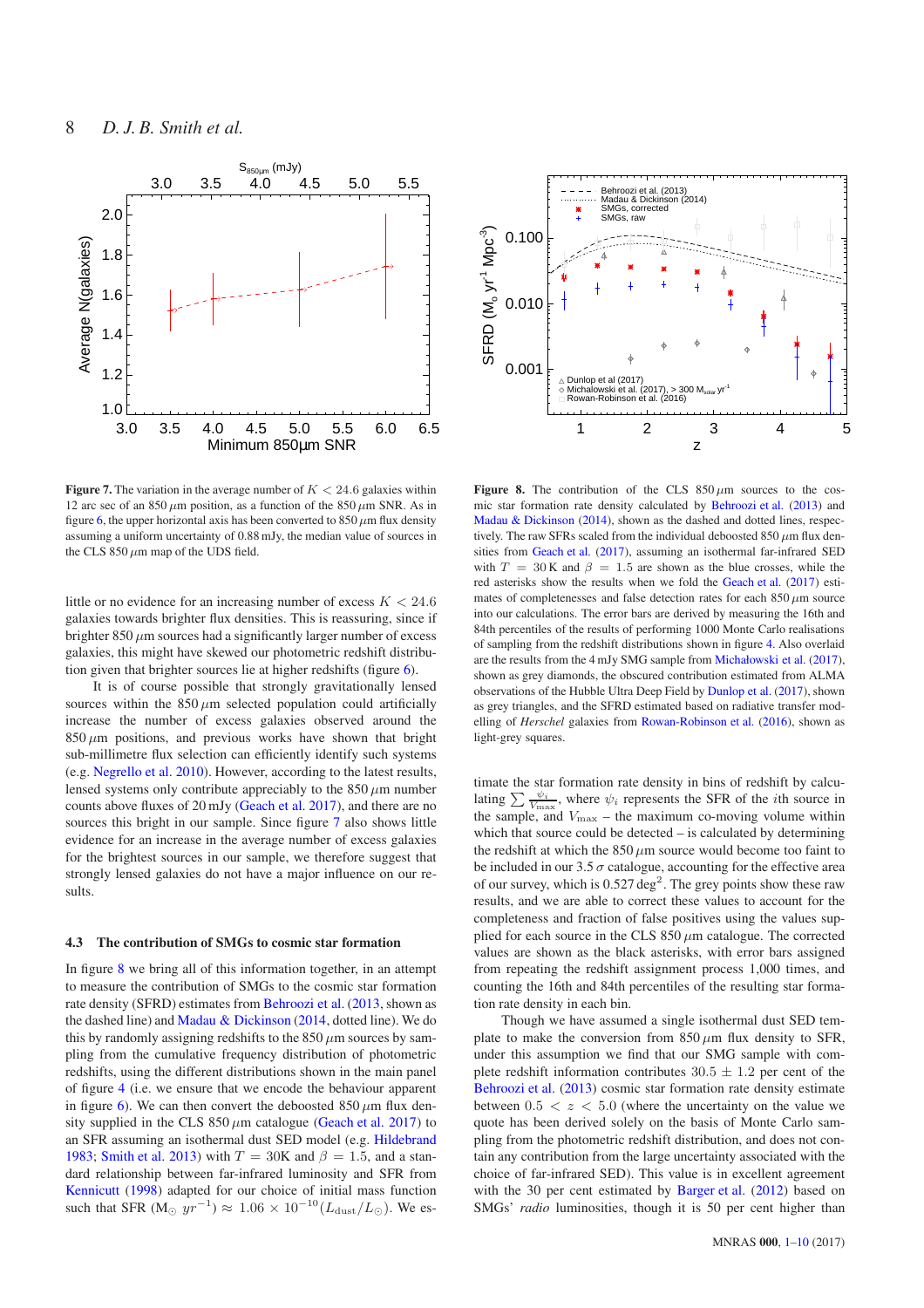**Figure 7.** The variation in the average number of $K < 24.6$ galaxies within 12 arc sec of an 850 $\mu$m position, as a function of the 850 $\mu$m SNR. As in figure 6, the upper horizontal axis has been converted to 850 $\mu$m flux density assuming a uniform uncertainty of 0.88 mJy, the median value of sources in the CLS 850 $\mu$m map of the UDS field.

**Figure 8.** The contribution of the CLS 850 $\mu$m sources to the cosmic star formation rate density calculated by Behroozi et al. (2013) and Madau & Dickinson (2014), shown as the dashed and dotted lines, respectively. The raw SFRs scaled from the individual deboosted 850 $\mu$m flux densities from Geach et al. (2017), assuming an isothermal far-infrared SED with $T = 30$ K and $\beta = 1.5$ are shown as the blue crosses, while the red asterisks show the results when we fold the Geach et al. (2017) estimates of completenesses and false detection rates for each 850 $\mu$m source into our calculations. The error bars are derived by measuring the 16th and 84th percentiles of the results of performing 1000 Monte Carlo realisations of sampling from the redshift distributions shown in figure 4. Also overlaid are the results from the 4 mJy SMG sample from Michałowski et al. (2017), shown as grey diamonds, the obscured contribution estimated from ALMA observations of the Hubble Ultra Deep Field by Dunlop et al. (2017), shown as grey triangles, and the SFRD estimated based on radiative transfer modelling of *Herschel* galaxies from Rowan-Robinson et al. (2016), shown as light-grey squares.

little or no evidence for an increasing number of excess $K < 24.6$ galaxies towards brighter flux densities. This is reassuring, since if brighter 850 $\mu$m sources had a significantly larger number of excess galaxies, this might have skewed our photometric redshift distribution given that brighter sources lie at higher redshifts (figure 6).

It is of course possible that strongly gravitationally lensed sources within the 850 $\mu$m selected population could artificially increase the number of excess galaxies observed around the 850 $\mu$m positions, and previous works have shown that bright sub-millimetre flux selection can efficiently identify such systems (e.g. Negrello et al. 2010). However, according to the latest results, lensed systems only contribute appreciably to the 850 $\mu$m number counts above fluxes of 20 mJy (Geach et al. 2017), and there are no sources this bright in our sample. Since figure 7 also shows little evidence for an increase in the average number of excess galaxies for the brightest sources in our sample, we therefore suggest that strongly lensed galaxies do not have a major influence on our results.

### 4.3 The contribution of SMGs to cosmic star formation

In figure 8 we bring all of this information together, in an attempt to measure the contribution of SMGs to the cosmic star formation rate density (SFRD) estimates from Behroozi et al. (2013, shown as the dashed line) and Madau & Dickinson (2014, dotted line). We do this by randomly assigning redshifts to the 850 $\mu$m sources by sampling from the cumulative frequency distribution of photometric redshifts, using the different distributions shown in the main panel of figure 4 (i.e. we ensure that we encode the behaviour apparent in figure 6). We can then convert the deboosted 850 $\mu$m flux density supplied in the CLS 850 $\mu$m catalogue (Geach et al. 2017) to an SFR assuming an isothermal dust SED model (e.g. Hildebrand 1983; Smith et al. 2013) with $T = 30$K and $\beta = 1.5$, and a standard relationship between far-infrared luminosity and SFR from Kennicutt (1998) adapted for our choice of initial mass function such that SFR ($M_{\odot}\ yr^{-1}$) $\approx 1.06 \times 10^{-10} (L_{\rm dust}/L_{\odot})$. We estimate the star formation rate density in bins of redshift by calculating $\sum \frac{\psi_i}{V_{\rm max}}$, where $\psi_i$ represents the SFR of the $i$th source in the sample, and $V_{\rm max}$ – the maximum co-moving volume within which that source could be detected – is calculated by determining the redshift at which the 850 $\mu$m source would become too faint to be included in our 3.5 $\sigma$ catalogue, accounting for the effective area of our survey, which is 0.527 deg$^2$. The grey points show these raw results, and we are able to correct these values to account for the completeness and fraction of false positives using the values supplied for each source in the CLS 850 $\mu$m catalogue. The corrected values are shown as the black asterisks, with error bars assigned from repeating the redshift assignment process 1,000 times, and counting the 16th and 84th percentiles of the resulting star formation rate density in each bin.

Though we have assumed a single isothermal dust SED template to make the conversion from 850 $\mu$m flux density to SFR, under this assumption we find that our SMG sample with complete redshift information contributes $30.5 \pm 1.2$ per cent of the Behroozi et al. (2013) cosmic star formation rate density estimate between $0.5 < z < 5.0$ (where the uncertainty on the value we quote has been derived solely on the basis of Monte Carlo sampling from the photometric redshift distribution, and does not contain any contribution from the large uncertainty associated with the choice of far-infrared SED). This value is in excellent agreement with the 30 per cent estimated by Barger et al. (2012) based on SMGs' *radio* luminosities, though it is 50 per cent higher than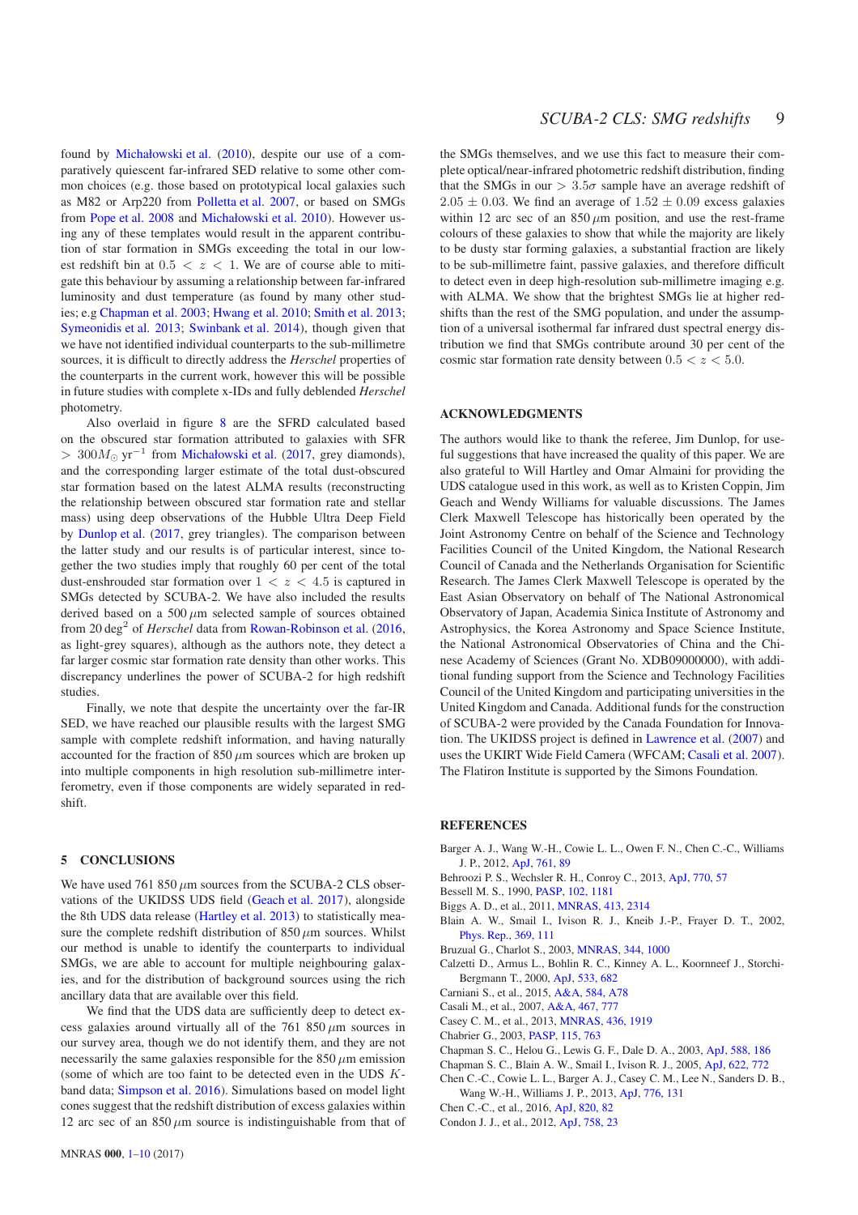found by Michałowski et al. (2010), despite our use of a comparatively quiescent far-infrared SED relative to some other common choices (e.g. those based on prototypical local galaxies such as M82 or Arp220 from Polletta et al. 2007, or based on SMGs from Pope et al. 2008 and Michałowski et al. 2010). However using any of these templates would result in the apparent contribution of star formation in SMGs exceeding the total in our lowest redshift bin at $0.5 < z < 1$. We are of course able to mitigate this behaviour by assuming a relationship between far-infrared luminosity and dust temperature (as found by many other studies; e.g Chapman et al. 2003; Hwang et al. 2010; Smith et al. 2013; Symeonidis et al. 2013; Swinbank et al. 2014), though given that we have not identified individual counterparts to the sub-millimetre sources, it is difficult to directly address the *Herschel* properties of the counterparts in the current work, however this will be possible in future studies with complete x-IDs and fully deblended *Herschel* photometry.

Also overlaid in figure 8 are the SFRD calculated based on the obscured star formation attributed to galaxies with SFR $> 300 M_{\odot}$ yr$^{-1}$ from Michałowski et al. (2017, grey diamonds), and the corresponding larger estimate of the total dust-obscured star formation based on the latest ALMA results (reconstructing the relationship between obscured star formation rate and stellar mass) using deep observations of the Hubble Ultra Deep Field by Dunlop et al. (2017, grey triangles). The comparison between the latter study and our results is of particular interest, since together the two studies imply that roughly 60 per cent of the total dust-enshrouded star formation over $1 < z < 4.5$ is captured in SMGs detected by SCUBA-2. We have also included the results derived based on a 500 $\mu$m selected sample of sources obtained from 20 deg$^2$ of *Herschel* data from Rowan-Robinson et al. (2016, as light-grey squares), although as the authors note, they detect a far larger cosmic star formation rate density than other works. This discrepancy underlines the power of SCUBA-2 for high redshift studies.

Finally, we note that despite the uncertainty over the far-IR SED, we have reached our plausible results with the largest SMG sample with complete redshift information, and having naturally accounted for the fraction of 850 $\mu$m sources which are broken up into multiple components in high resolution sub-millimetre interferometry, even if those components are widely separated in redshift.

## 5 CONCLUSIONS

We have used 761 850 $\mu$m sources from the SCUBA-2 CLS observations of the UKIDSS UDS field (Geach et al. 2017), alongside the 8th UDS data release (Hartley et al. 2013) to statistically measure the complete redshift distribution of 850 $\mu$m sources. Whilst our method is unable to identify the counterparts to individual SMGs, we are able to account for multiple neighbouring galaxies, and for the distribution of background sources using the rich ancillary data that are available over this field.

We find that the UDS data are sufficiently deep to detect excess galaxies around virtually all of the 761 850 $\mu$m sources in our survey area, though we do not identify them, and they are not necessarily the same galaxies responsible for the 850 $\mu$m emission (some of which are too faint to be detected even in the UDS $K$-band data; Simpson et al. 2016). Simulations based on model light cones suggest that the redshift distribution of excess galaxies within 12 arc sec of an 850 $\mu$m source is indistinguishable from that of the SMGs themselves, and we use this fact to measure their complete optical/near-infrared photometric redshift distribution, finding that the SMGs in our $> 3.5\sigma$ sample have an average redshift of $2.05 \pm 0.03$. We find an average of $1.52 \pm 0.09$ excess galaxies within 12 arc sec of an 850 $\mu$m position, and use the rest-frame colours of these galaxies to show that while the majority are likely to be dusty star forming galaxies, a substantial fraction are likely to be sub-millimetre faint, passive galaxies, and therefore difficult to detect even in deep high-resolution sub-millimetre imaging e.g. with ALMA. We show that the brightest SMGs lie at higher redshifts than the rest of the SMG population, and under the assumption of a universal isothermal far infrared dust spectral energy distribution we find that SMGs contribute around 30 per cent of the cosmic star formation rate density between $0.5 < z < 5.0$.

## ACKNOWLEDGMENTS

The authors would like to thank the referee, Jim Dunlop, for useful suggestions that have increased the quality of this paper. We are also grateful to Will Hartley and Omar Almaini for providing the UDS catalogue used in this work, as well as to Kristen Coppin, Jim Geach and Wendy Williams for valuable discussions. The James Clerk Maxwell Telescope has historically been operated by the Joint Astronomy Centre on behalf of the Science and Technology Facilities Council of the United Kingdom, the National Research Council of Canada and the Netherlands Organisation for Scientific Research. The James Clerk Maxwell Telescope is operated by the East Asian Observatory on behalf of The National Astronomical Observatory of Japan, Academia Sinica Institute of Astronomy and Astrophysics, the Korea Astronomy and Space Science Institute, the National Astronomical Observatories of China and the Chinese Academy of Sciences (Grant No. XDB09000000), with additional funding support from the Science and Technology Facilities Council of the United Kingdom and participating universities in the United Kingdom and Canada. Additional funds for the construction of SCUBA-2 were provided by the Canada Foundation for Innovation. The UKIDSS project is defined in Lawrence et al. (2007) and uses the UKIRT Wide Field Camera (WFCAM; Casali et al. 2007). The Flatiron Institute is supported by the Simons Foundation.

## REFERENCES

Barger A. J., Wang W.-H., Cowie L. L., Owen F. N., Chen C.-C., Williams J. P., 2012, ApJ, 761, 89

Behroozi P. S., Wechsler R. H., Conroy C., 2013, ApJ, 770, 57

Bessell M. S., 1990, PASP, 102, 1181

Biggs A. D., et al., 2011, MNRAS, 413, 2314

Blain A. W., Smail I., Ivison R. J., Kneib J.-P., Frayer D. T., 2002, Phys. Rep., 369, 111

Bruzual G., Charlot S., 2003, MNRAS, 344, 1000

Calzetti D., Armus L., Bohlin R. C., Kinney A. L., Koornneef J., Storchi-Bergmann T., 2000, ApJ, 533, 682

Carniani S., et al., 2015, A&A, 584, A78

Casali M., et al., 2007, A&A, 467, 777

Casey C. M., et al., 2013, MNRAS, 436, 1919

Chabrier G., 2003, PASP, 115, 763

Chapman S. C., Helou G., Lewis G. F., Dale D. A., 2003, ApJ, 588, 186

Chapman S. C., Blain A. W., Smail I., Ivison R. J., 2005, ApJ, 622, 772

Chen C.-C., Cowie L. L., Barger A. J., Casey C. M., Lee N., Sanders D. B., Wang W.-H., Williams J. P., 2013, ApJ, 776, 131

Chen C.-C., et al., 2016, ApJ, 820, 82

Condon J. J., et al., 2012, ApJ, 758, 23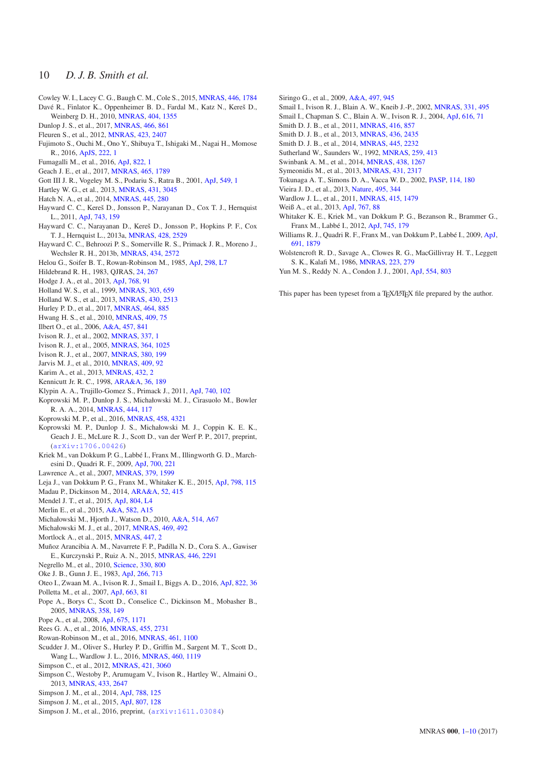Cowley W. I., Lacey C. G., Baugh C. M., Cole S., 2015, MNRAS, 446, 1784
Davé R., Finlator K., Oppenheimer B. D., Fardal M., Katz N., Kereš D., Weinberg D. H., 2010, MNRAS, 404, 1355
Dunlop J. S., et al., 2017, MNRAS, 466, 861
Fleuren S., et al., 2012, MNRAS, 423, 2407
Fujimoto S., Ouchi M., Ono Y., Shibuya T., Ishigaki M., Nagai H., Momose R., 2016, ApJS, 222, 1
Fumagalli M., et al., 2016, ApJ, 822, 1
Geach J. E., et al., 2017, MNRAS, 465, 1789
Gott III J. R., Vogeley M. S., Podariu S., Ratra B., 2001, ApJ, 549, 1
Hartley W. G., et al., 2013, MNRAS, 431, 3045
Hatch N. A., et al., 2014, MNRAS, 445, 280
Hayward C. C., Kereš D., Jonsson P., Narayanan D., Cox T. J., Hernquist L., 2011, ApJ, 743, 159
Hayward C. C., Narayanan D., Kereš D., Jonsson P., Hopkins P. F., Cox T. J., Hernquist L., 2013a, MNRAS, 428, 2529
Hayward C. C., Behroozi P. S., Somerville R. S., Primack J. R., Moreno J., Wechsler R. H., 2013b, MNRAS, 434, 2572
Helou G., Soifer B. T., Rowan-Robinson M., 1985, ApJ, 298, L7
Hildebrand R. H., 1983, QJRAS, 24, 267
Hodge J. A., et al., 2013, ApJ, 768, 91
Holland W. S., et al., 1999, MNRAS, 303, 659
Holland W. S., et al., 2013, MNRAS, 430, 2513
Hurley P. D., et al., 2017, MNRAS, 464, 885
Hwang H. S., et al., 2010, MNRAS, 409, 75
Ilbert O., et al., 2006, A&A, 457, 841
Ivison R. J., et al., 2002, MNRAS, 337, 1
Ivison R. J., et al., 2005, MNRAS, 364, 1025
Ivison R. J., et al., 2007, MNRAS, 380, 199
Jarvis M. J., et al., 2010, MNRAS, 409, 92
Karim A., et al., 2013, MNRAS, 432, 2
Kennicutt Jr. R. C., 1998, ARA&A, 36, 189
Klypin A. A., Trujillo-Gomez S., Primack J., 2011, ApJ, 740, 102
Koprowski M. P., Dunlop J. S., Michałowski M. J., Cirasuolo M., Bowler R. A. A., 2014, MNRAS, 444, 117
Koprowski M. P., et al., 2016, MNRAS, 458, 4321
Koprowski M. P., Dunlop J. S., Michałowski M. J., Coppin K. E. K., Geach J. E., McLure R. J., Scott D., van der Werf P. P., 2017, preprint, (arXiv:1706.00426)
Kriek M., van Dokkum P. G., Labbé I., Franx M., Illingworth G. D., Marchesini D., Quadri R. F., 2009, ApJ, 700, 221
Lawrence A., et al., 2007, MNRAS, 379, 1599
Leja J., van Dokkum P. G., Franx M., Whitaker K. E., 2015, ApJ, 798, 115
Madau P., Dickinson M., 2014, ARA&A, 52, 415
Mendel J. T., et al., 2015, ApJ, 804, L4
Merlin E., et al., 2015, A&A, 582, A15
Michałowski M., Hjorth J., Watson D., 2010, A&A, 514, A67
Michałowski M. J., et al., 2017, MNRAS, 469, 492
Mortlock A., et al., 2015, MNRAS, 447, 2
Muñoz Arancibia A. M., Navarrete F. P., Padilla N. D., Cora S. A., Gawiser E., Kurczynski P., Ruiz A. N., 2015, MNRAS, 446, 2291
Negrello M., et al., 2010, Science, 330, 800
Oke J. B., Gunn J. E., 1983, ApJ, 266, 713
Oteo I., Zwaan M. A., Ivison R. J., Smail I., Biggs A. D., 2016, ApJ, 822, 36
Polletta M., et al., 2007, ApJ, 663, 81
Pope A., Borys C., Scott D., Conselice C., Dickinson M., Mobasher B., 2005, MNRAS, 358, 149
Pope A., et al., 2008, ApJ, 675, 1171
Rees G. A., et al., 2016, MNRAS, 455, 2731
Rowan-Robinson M., et al., 2016, MNRAS, 461, 1100
Scudder J. M., Oliver S., Hurley P. D., Griffin M., Sargent M. T., Scott D., Wang L., Wardlow J. L., 2016, MNRAS, 460, 1119
Simpson C., et al., 2012, MNRAS, 421, 3060
Simpson C., Westoby P., Arumugam V., Ivison R., Hartley W., Almaini O., 2013, MNRAS, 433, 2647
Simpson J. M., et al., 2014, ApJ, 788, 125
Simpson J. M., et al., 2015, ApJ, 807, 128
Simpson J. M., et al., 2016, preprint, (arXiv:1611.03084)
Siringo G., et al., 2009, A&A, 497, 945
Smail I., Ivison R. J., Blain A. W., Kneib J.-P., 2002, MNRAS, 331, 495
Smail I., Chapman S. C., Blain A. W., Ivison R. J., 2004, ApJ, 616, 71
Smith D. J. B., et al., 2011, MNRAS, 416, 857
Smith D. J. B., et al., 2013, MNRAS, 436, 2435
Smith D. J. B., et al., 2014, MNRAS, 445, 2232
Sutherland W., Saunders W., 1992, MNRAS, 259, 413
Swinbank A. M., et al., 2014, MNRAS, 438, 1267
Symeonidis M., et al., 2013, MNRAS, 431, 2317
Tokunaga A. T., Simons D. A., Vacca W. D., 2002, PASP, 114, 180
Vieira J. D., et al., 2013, Nature, 495, 344
Wardlow J. L., et al., 2011, MNRAS, 415, 1479
Weiß A., et al., 2013, ApJ, 767, 88
Whitaker K. E., Kriek M., van Dokkum P. G., Bezanson R., Brammer G., Franx M., Labbé I., 2012, ApJ, 745, 179
Williams R. J., Quadri R. F., Franx M., van Dokkum P., Labbé I., 2009, ApJ, 691, 1879
Wolstencroft R. D., Savage A., Clowes R. G., MacGillivray H. T., Leggett S. K., Kalafi M., 1986, MNRAS, 223, 279
Yun M. S., Reddy N. A., Condon J. J., 2001, ApJ, 554, 803

This paper has been typeset from a TEX/LATEX file prepared by the author.